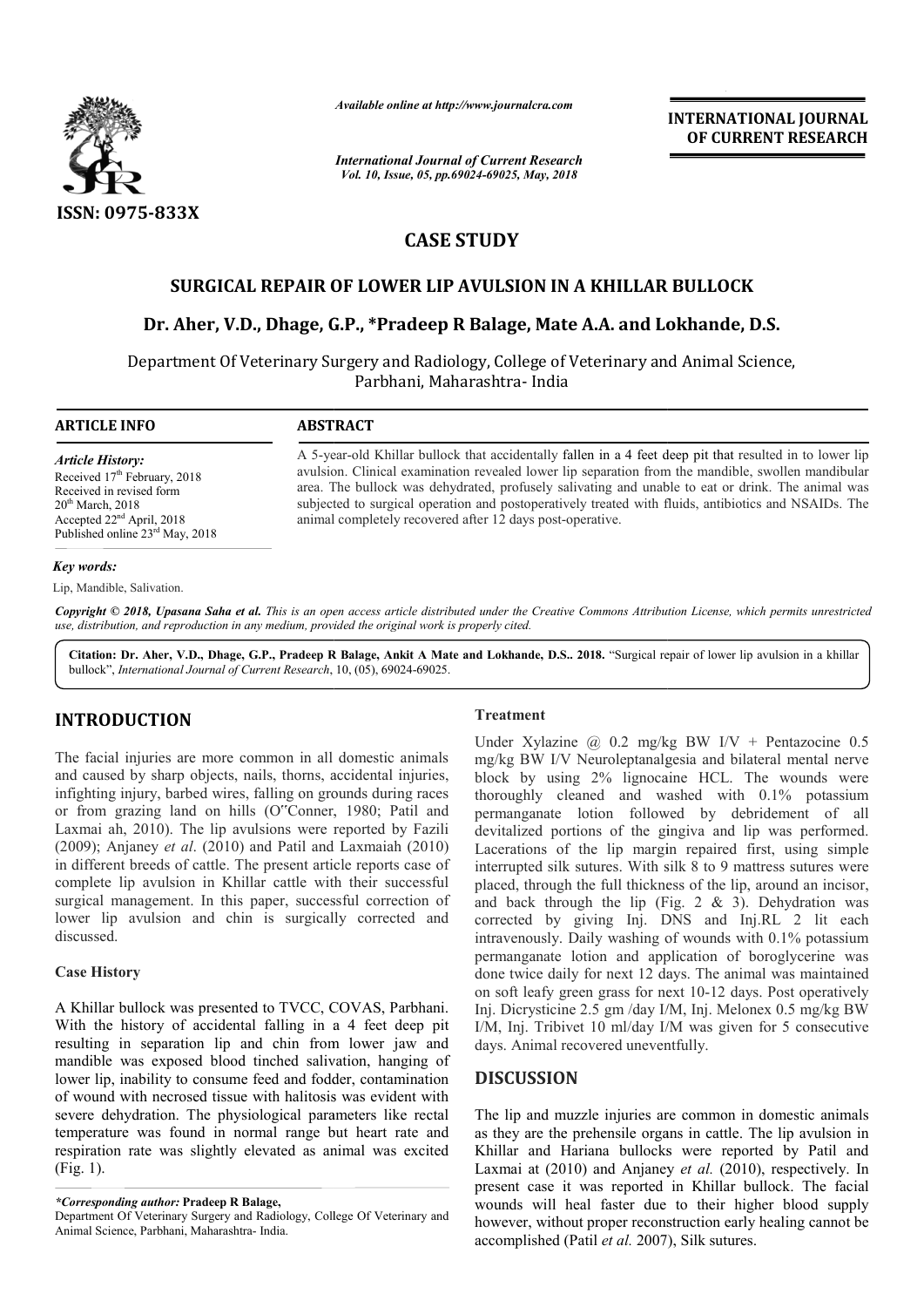*Available online at http://www.journalcra.com*

*International Journal of Current Research*
*Vol. 10, Issue, 05, pp.69024-69025, May, 2018*

**INTERNATIONAL JOURNAL OF CURRENT RESEARCH**

ISSN: 0975-833X

# CASE STUDY

## SURGICAL REPAIR OF LOWER LIP AVULSION IN A KHILLAR BULLOCK

### Dr. Aher, V.D., Dhage, G.P., *Pradeep R Balage, Mate A.A. and Lokhande, D.S.

Department Of Veterinary Surgery and Radiology, College of Veterinary and Animal Science, Parbhani, Maharashtra- India

**ARTICLE INFO**

*Article History:*
Received 17th February, 2018
Received in revised form
20th March, 2018
Accepted 22nd April, 2018
Published online 23rd May, 2018

*Key words:*
Lip, Mandible, Salivation.

**ABSTRACT**

A 5-year-old Khillar bullock that accidentally fallen in a 4 feet deep pit that resulted in to lower lip avulsion. Clinical examination revealed lower lip separation from the mandible, swollen mandibular area. The bullock was dehydrated, profusely salivating and unable to eat or drink. The animal was subjected to surgical operation and postoperatively treated with fluids, antibiotics and NSAIDs. The animal completely recovered after 12 days post-operative.

*Copyright © 2018, Upasana Saha et al. This is an open access article distributed under the Creative Commons Attribution License, which permits unrestricted use, distribution, and reproduction in any medium, provided the original work is properly cited.*

**Citation: Dr. Aher, V.D., Dhage, G.P., Pradeep R Balage, Ankit A Mate and Lokhande, D.S.. 2018.** "Surgical repair of lower lip avulsion in a khillar bullock", *International Journal of Current Research*, 10, (05), 69024-69025.

## INTRODUCTION

The facial injuries are more common in all domestic animals and caused by sharp objects, nails, thorns, accidental injuries, infighting injury, barbed wires, falling on grounds during races or from grazing land on hills (O"Conner, 1980; Patil and Laxmai ah, 2010). The lip avulsions were reported by Fazili (2009); Anjaney *et al*. (2010) and Patil and Laxmaiah (2010) in different breeds of cattle. The present article reports case of complete lip avulsion in Khillar cattle with their successful surgical management. In this paper, successful correction of lower lip avulsion and chin is surgically corrected and discussed.

### Case History

A Khillar bullock was presented to TVCC, COVAS, Parbhani. With the history of accidental falling in a 4 feet deep pit resulting in separation lip and chin from lower jaw and mandible was exposed blood tinched salivation, hanging of lower lip, inability to consume feed and fodder, contamination of wound with necrosed tissue with halitosis was evident with severe dehydration. The physiological parameters like rectal temperature was found in normal range but heart rate and respiration rate was slightly elevated as animal was excited (Fig. 1).

### Treatment

Under Xylazine @ 0.2 mg/kg BW I/V + Pentazocine 0.5 mg/kg BW I/V Neuroleptanalgesia and bilateral mental nerve block by using 2% lignocaine HCL. The wounds were thoroughly cleaned and washed with 0.1% potassium permanganate lotion followed by debridement of all devitalized portions of the gingiva and lip was performed. Lacerations of the lip margin repaired first, using simple interrupted silk sutures. With silk 8 to 9 mattress sutures were placed, through the full thickness of the lip, around an incisor, and back through the lip (Fig. 2 & 3). Dehydration was corrected by giving Inj. DNS and Inj.RL 2 lit each intravenously. Daily washing of wounds with 0.1% potassium permanganate lotion and application of boroglycerine was done twice daily for next 12 days. The animal was maintained on soft leafy green grass for next 10-12 days. Post operatively Inj. Dicrysticine 2.5 gm /day I/M, Inj. Melonex 0.5 mg/kg BW I/M, Inj. Tribivet 10 ml/day I/M was given for 5 consecutive days. Animal recovered uneventfully.

## DISCUSSION

The lip and muzzle injuries are common in domestic animals as they are the prehensile organs in cattle. The lip avulsion in Khillar and Hariana bullocks were reported by Patil and Laxmai at (2010) and Anjaney *et al.* (2010), respectively. In present case it was reported in Khillar bullock. The facial wounds will heal faster due to their higher blood supply however, without proper reconstruction early healing cannot be accomplished (Patil *et al.* 2007), Silk sutures.

*\*Corresponding author:* **Pradeep R Balage,**
Department Of Veterinary Surgery and Radiology, College Of Veterinary and Animal Science, Parbhani, Maharashtra- India.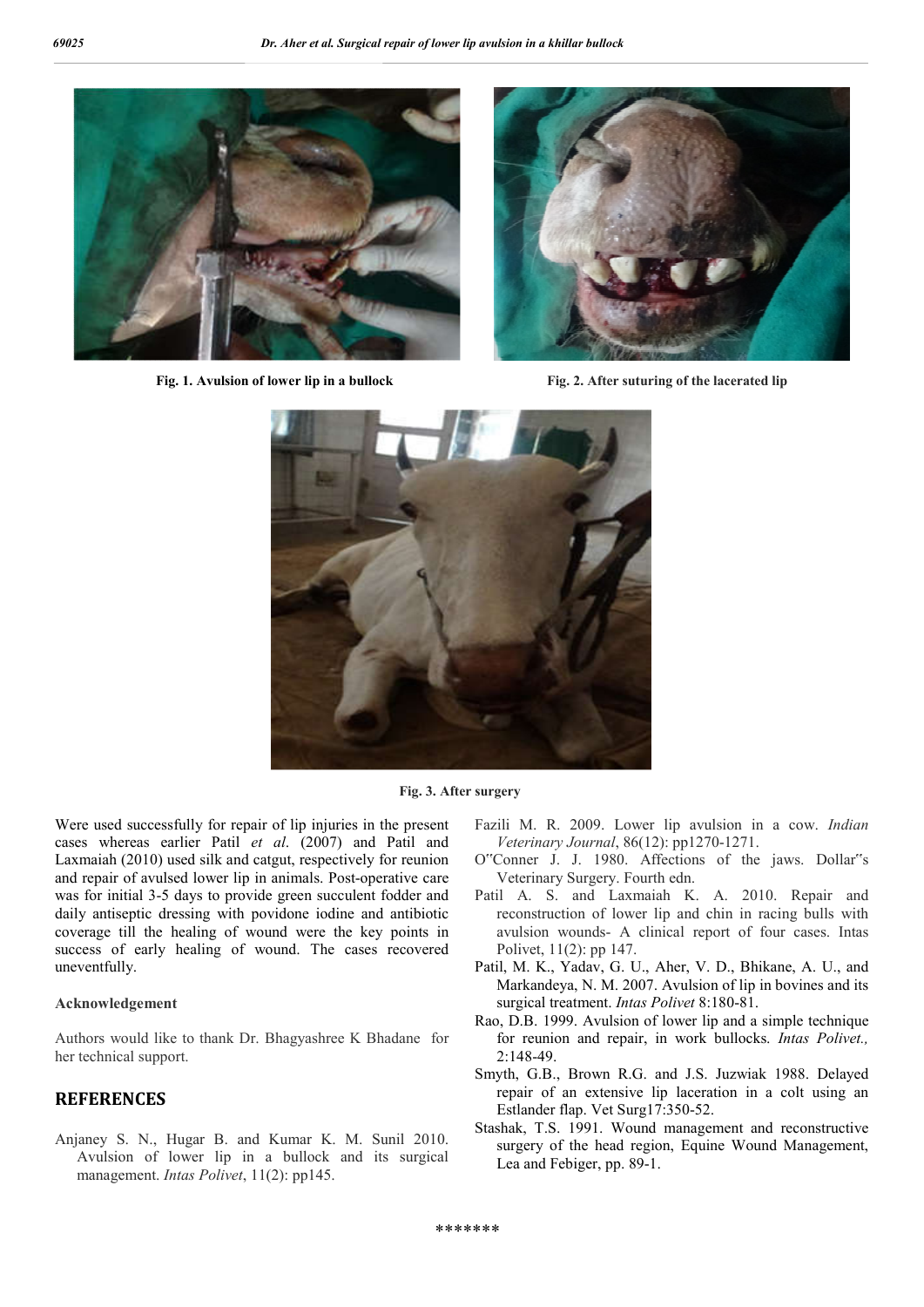Fig. 1. Avulsion of lower lip in a bullock

Fig. 2. After suturing of the lacerated lip

Fig. 3. After surgery

Were used successfully for repair of lip injuries in the present cases whereas earlier Patil *et al*. (2007) and Patil and Laxmaiah (2010) used silk and catgut, respectively for reunion and repair of avulsed lower lip in animals. Post-operative care was for initial 3-5 days to provide green succulent fodder and daily antiseptic dressing with povidone iodine and antibiotic coverage till the healing of wound were the key points in success of early healing of wound. The cases recovered uneventfully.

### Acknowledgement

Authors would like to thank Dr. Bhagyashree K Bhadane for her technical support.

## REFERENCES

Anjaney S. N., Hugar B. and Kumar K. M. Sunil 2010. Avulsion of lower lip in a bullock and its surgical management. *Intas Polivet*, 11(2): pp145.

Fazili M. R. 2009. Lower lip avulsion in a cow. *Indian Veterinary Journal*, 86(12): pp1270-1271.

O"Conner J. J. 1980. Affections of the jaws. Dollar"s Veterinary Surgery. Fourth edn.

Patil A. S. and Laxmaiah K. A. 2010. Repair and reconstruction of lower lip and chin in racing bulls with avulsion wounds- A clinical report of four cases. Intas Polivet, 11(2): pp 147.

Patil, M. K., Yadav, G. U., Aher, V. D., Bhikane, A. U., and Markandeya, N. M. 2007. Avulsion of lip in bovines and its surgical treatment. *Intas Polivet* 8:180-81.

Rao, D.B. 1999. Avulsion of lower lip and a simple technique for reunion and repair, in work bullocks. *Intas Polivet.,* 2:148-49.

Smyth, G.B., Brown R.G. and J.S. Juzwiak 1988. Delayed repair of an extensive lip laceration in a colt using an Estlander flap. Vet Surg17:350-52.

Stashak, T.S. 1991. Wound management and reconstructive surgery of the head region, Equine Wound Management, Lea and Febiger, pp. 89-1.

\*\*\*\*\*\*\*